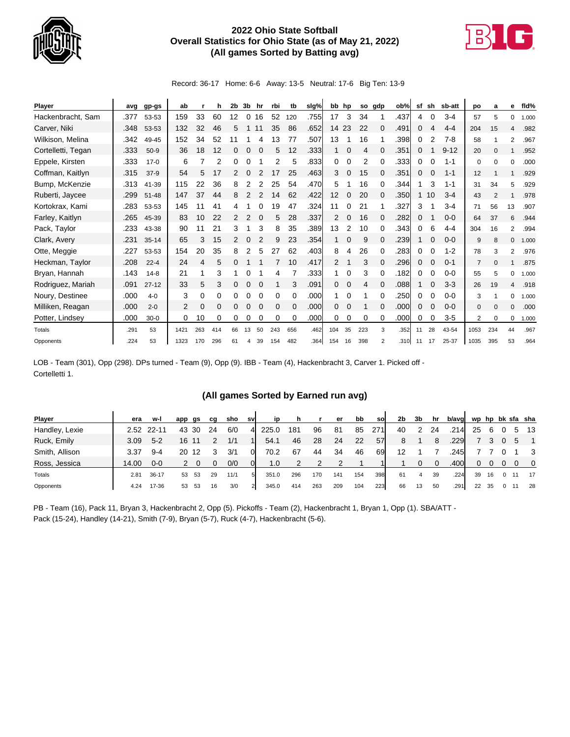# 2022 Ohio State Softball
## Overall Statistics for Ohio State (as of May 21, 2022)
## (All games Sorted by Batting avg)

Record: 36-17 Home: 6-6 Away: 13-5 Neutral: 17-6 Big Ten: 13-9

| Player | avg | gp-gs | ab | r | h | 2b | 3b | hr | rbi | tb | slg% | bb | hp | so | gdp | ob% | sf | sh | sb-att | po | a | e | fld% |
|---|---|---|---|---|---|---|---|---|---|---|---|---|---|---|---|---|---|---|---|---|---|---|---|
| Hackenbracht, Sam | .377 | 53-53 | 159 | 33 | 60 | 12 | 0 | 16 | 52 | 120 | .755 | 17 | 3 | 34 | 1 | .437 | 4 | 0 | 3-4 | 57 | 5 | 0 | 1.000 |
| Carver, Niki | .348 | 53-53 | 132 | 32 | 46 | 5 | 1 | 11 | 35 | 86 | .652 | 14 | 23 | 22 | 0 | .491 | 0 | 4 | 4-4 | 204 | 15 | 4 | .982 |
| Wilkison, Melina | .342 | 49-45 | 152 | 34 | 52 | 11 | 1 | 4 | 13 | 77 | .507 | 13 | 1 | 16 | 1 | .398 | 0 | 2 | 7-8 | 58 | 1 | 2 | .967 |
| Cortelletti, Tegan | .333 | 50-9 | 36 | 18 | 12 | 0 | 0 | 0 | 5 | 12 | .333 | 1 | 0 | 4 | 0 | .351 | 0 | 1 | 9-12 | 20 | 0 | 1 | .952 |
| Eppele, Kirsten | .333 | 17-0 | 6 | 7 | 2 | 0 | 0 | 1 | 2 | 5 | .833 | 0 | 0 | 2 | 0 | .333 | 0 | 0 | 1-1 | 0 | 0 | 0 | .000 |
| Coffman, Kaitlyn | .315 | 37-9 | 54 | 5 | 17 | 2 | 0 | 2 | 17 | 25 | .463 | 3 | 0 | 15 | 0 | .351 | 0 | 0 | 1-1 | 12 | 1 | 1 | .929 |
| Bump, McKenzie | .313 | 41-39 | 115 | 22 | 36 | 8 | 2 | 2 | 25 | 54 | .470 | 5 | 1 | 16 | 0 | .344 | 1 | 3 | 1-1 | 31 | 34 | 5 | .929 |
| Ruberti, Jaycee | .299 | 51-48 | 147 | 37 | 44 | 8 | 2 | 2 | 14 | 62 | .422 | 12 | 0 | 20 | 0 | .350 | 1 | 10 | 3-4 | 43 | 2 | 1 | .978 |
| Kortokrax, Kami | .283 | 53-53 | 145 | 11 | 41 | 4 | 1 | 0 | 19 | 47 | .324 | 11 | 0 | 21 | 1 | .327 | 3 | 1 | 3-4 | 71 | 56 | 13 | .907 |
| Farley, Kaitlyn | .265 | 45-39 | 83 | 10 | 22 | 2 | 2 | 0 | 5 | 28 | .337 | 2 | 0 | 16 | 0 | .282 | 0 | 1 | 0-0 | 64 | 37 | 6 | .944 |
| Pack, Taylor | .233 | 43-38 | 90 | 11 | 21 | 3 | 1 | 3 | 8 | 35 | .389 | 13 | 2 | 10 | 0 | .343 | 0 | 6 | 4-4 | 304 | 16 | 2 | .994 |
| Clark, Avery | .231 | 35-14 | 65 | 3 | 15 | 2 | 0 | 2 | 9 | 23 | .354 | 1 | 0 | 9 | 0 | .239 | 1 | 0 | 0-0 | 9 | 8 | 0 | 1.000 |
| Otte, Meggie | .227 | 53-53 | 154 | 20 | 35 | 8 | 2 | 5 | 27 | 62 | .403 | 8 | 4 | 26 | 0 | .283 | 0 | 0 | 1-2 | 78 | 3 | 2 | .976 |
| Heckman, Taylor | .208 | 22-4 | 24 | 4 | 5 | 0 | 1 | 1 | 7 | 10 | .417 | 2 | 1 | 3 | 0 | .296 | 0 | 0 | 0-1 | 7 | 0 | 1 | .875 |
| Bryan, Hannah | .143 | 14-8 | 21 | 1 | 3 | 1 | 0 | 1 | 4 | 7 | .333 | 1 | 0 | 3 | 0 | .182 | 0 | 0 | 0-0 | 55 | 5 | 0 | 1.000 |
| Rodriguez, Mariah | .091 | 27-12 | 33 | 5 | 3 | 0 | 0 | 0 | 1 | 3 | .091 | 0 | 0 | 4 | 0 | .088 | 1 | 0 | 3-3 | 26 | 19 | 4 | .918 |
| Noury, Destinee | .000 | 4-0 | 3 | 0 | 0 | 0 | 0 | 0 | 0 | 0 | .000 | 1 | 0 | 1 | 0 | .250 | 0 | 0 | 0-0 | 3 | 1 | 0 | 1.000 |
| Milliken, Reagan | .000 | 2-0 | 2 | 0 | 0 | 0 | 0 | 0 | 0 | 0 | .000 | 0 | 0 | 1 | 0 | .000 | 0 | 0 | 0-0 | 0 | 0 | 0 | .000 |
| Potter, Lindsey | .000 | 30-0 | 0 | 10 | 0 | 0 | 0 | 0 | 0 | 0 | .000 | 0 | 0 | 0 | 0 | .000 | 0 | 0 | 3-5 | 2 | 0 | 0 | 1.000 |
| Totals | .291 | 53 | 1421 | 263 | 414 | 66 | 13 | 50 | 243 | 656 | .462 | 104 | 35 | 223 | 3 | .352 | 11 | 28 | 43-54 | 1053 | 234 | 44 | .967 |
| Opponents | .224 | 53 | 1323 | 170 | 296 | 61 | 4 | 39 | 154 | 482 | .364 | 154 | 16 | 398 | 2 | .310 | 11 | 17 | 25-37 | 1035 | 395 | 53 | .964 |

LOB - Team (301), Opp (298). DPs turned - Team (9), Opp (9). IBB - Team (4), Hackenbracht 3, Carver 1. Picked off - Cortelletti 1.

## (All games Sorted by Earned run avg)

| Player | era | w-l | app | gs | cg | sho | sv | ip | h | r | er | bb | so | 2b | 3b | hr | b/avg | wp | hp | bk | sfa | sha |
|---|---|---|---|---|---|---|---|---|---|---|---|---|---|---|---|---|---|---|---|---|---|---|
| Handley, Lexie | 2.52 | 22-11 | 43 | 30 | 24 | 6/0 | 4 | 225.0 | 181 | 96 | 81 | 85 | 271 | 40 | 2 | 24 | .214 | 25 | 6 | 0 | 5 | 13 |
| Ruck, Emily | 3.09 | 5-2 | 16 | 11 | 2 | 1/1 | 1 | 54.1 | 46 | 28 | 24 | 22 | 57 | 8 | 1 | 8 | .229 | 7 | 3 | 0 | 5 | 1 |
| Smith, Allison | 3.37 | 9-4 | 20 | 12 | 3 | 3/1 | 0 | 70.2 | 67 | 44 | 34 | 46 | 69 | 12 | 1 | 7 | .245 | 7 | 7 | 0 | 1 | 3 |
| Ross, Jessica | 14.00 | 0-0 | 2 | 0 | 0 | 0/0 | 0 | 1.0 | 2 | 2 | 2 | 1 | 1 | 1 | 0 | 0 | .400 | 0 | 0 | 0 | 0 | 0 |
| Totals | 2.81 | 36-17 | 53 | 53 | 29 | 11/1 | 5 | 351.0 | 296 | 170 | 141 | 154 | 398 | 61 | 4 | 39 | .224 | 39 | 16 | 0 | 11 | 17 |
| Opponents | 4.24 | 17-36 | 53 | 53 | 16 | 3/0 | 2 | 345.0 | 414 | 263 | 209 | 104 | 223 | 66 | 13 | 50 | .291 | 22 | 35 | 0 | 11 | 28 |

PB - Team (16), Pack 11, Bryan 3, Hackenbracht 2, Opp (5). Pickoffs - Team (2), Hackenbracht 1, Bryan 1, Opp (1). SBA/ATT - Pack (15-24), Handley (14-21), Smith (7-9), Bryan (5-7), Ruck (4-7), Hackenbracht (5-6).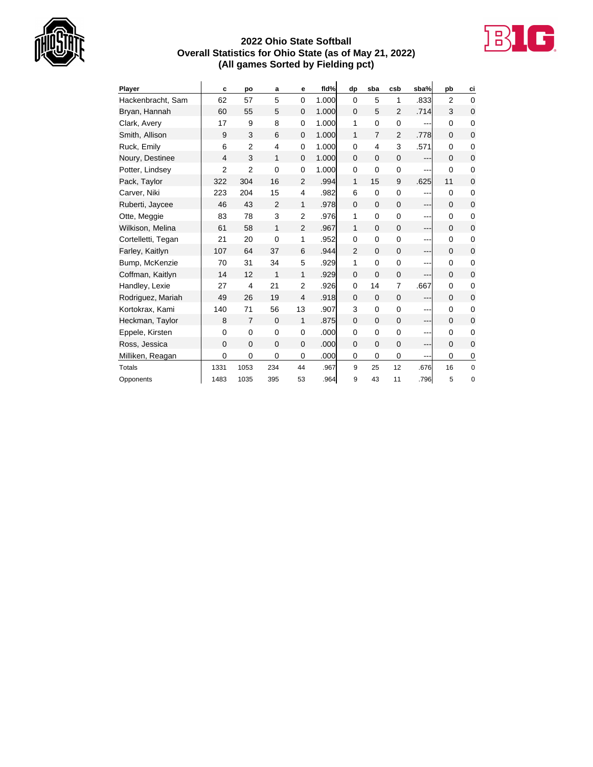## 2022 Ohio State Softball
## Overall Statistics for Ohio State (as of May 21, 2022)
## (All games Sorted by Fielding pct)

| Player | c | po | a | e | fld% | dp | sba | csb | sba% | pb | ci |
|---|---|---|---|---|---|---|---|---|---|---|---|
| Hackenbracht, Sam | 62 | 57 | 5 | 0 | 1.000 | 0 | 5 | 1 | .833 | 2 | 0 |
| Bryan, Hannah | 60 | 55 | 5 | 0 | 1.000 | 0 | 5 | 2 | .714 | 3 | 0 |
| Clark, Avery | 17 | 9 | 8 | 0 | 1.000 | 1 | 0 | 0 | --- | 0 | 0 |
| Smith, Allison | 9 | 3 | 6 | 0 | 1.000 | 1 | 7 | 2 | .778 | 0 | 0 |
| Ruck, Emily | 6 | 2 | 4 | 0 | 1.000 | 0 | 4 | 3 | .571 | 0 | 0 |
| Noury, Destinee | 4 | 3 | 1 | 0 | 1.000 | 0 | 0 | 0 | --- | 0 | 0 |
| Potter, Lindsey | 2 | 2 | 0 | 0 | 1.000 | 0 | 0 | 0 | --- | 0 | 0 |
| Pack, Taylor | 322 | 304 | 16 | 2 | .994 | 1 | 15 | 9 | .625 | 11 | 0 |
| Carver, Niki | 223 | 204 | 15 | 4 | .982 | 6 | 0 | 0 | --- | 0 | 0 |
| Ruberti, Jaycee | 46 | 43 | 2 | 1 | .978 | 0 | 0 | 0 | --- | 0 | 0 |
| Otte, Meggie | 83 | 78 | 3 | 2 | .976 | 1 | 0 | 0 | --- | 0 | 0 |
| Wilkison, Melina | 61 | 58 | 1 | 2 | .967 | 1 | 0 | 0 | --- | 0 | 0 |
| Cortelletti, Tegan | 21 | 20 | 0 | 1 | .952 | 0 | 0 | 0 | --- | 0 | 0 |
| Farley, Kaitlyn | 107 | 64 | 37 | 6 | .944 | 2 | 0 | 0 | --- | 0 | 0 |
| Bump, McKenzie | 70 | 31 | 34 | 5 | .929 | 1 | 0 | 0 | --- | 0 | 0 |
| Coffman, Kaitlyn | 14 | 12 | 1 | 1 | .929 | 0 | 0 | 0 | --- | 0 | 0 |
| Handley, Lexie | 27 | 4 | 21 | 2 | .926 | 0 | 14 | 7 | .667 | 0 | 0 |
| Rodriguez, Mariah | 49 | 26 | 19 | 4 | .918 | 0 | 0 | 0 | --- | 0 | 0 |
| Kortokrax, Kami | 140 | 71 | 56 | 13 | .907 | 3 | 0 | 0 | --- | 0 | 0 |
| Heckman, Taylor | 8 | 7 | 0 | 1 | .875 | 0 | 0 | 0 | --- | 0 | 0 |
| Eppele, Kirsten | 0 | 0 | 0 | 0 | .000 | 0 | 0 | 0 | --- | 0 | 0 |
| Ross, Jessica | 0 | 0 | 0 | 0 | .000 | 0 | 0 | 0 | --- | 0 | 0 |
| Milliken, Reagan | 0 | 0 | 0 | 0 | .000 | 0 | 0 | 0 | --- | 0 | 0 |
| Totals | 1331 | 1053 | 234 | 44 | .967 | 9 | 25 | 12 | .676 | 16 | 0 |
| Opponents | 1483 | 1035 | 395 | 53 | .964 | 9 | 43 | 11 | .796 | 5 | 0 |